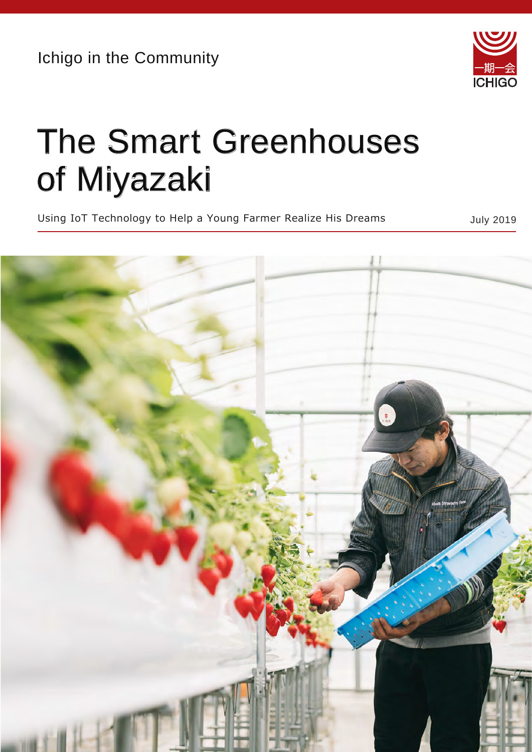Ichigo in the Community

# The Smart Greenhouses of Miyazaki

Using IoT Technology to Help a Young Farmer Realize His Dreams

July 2019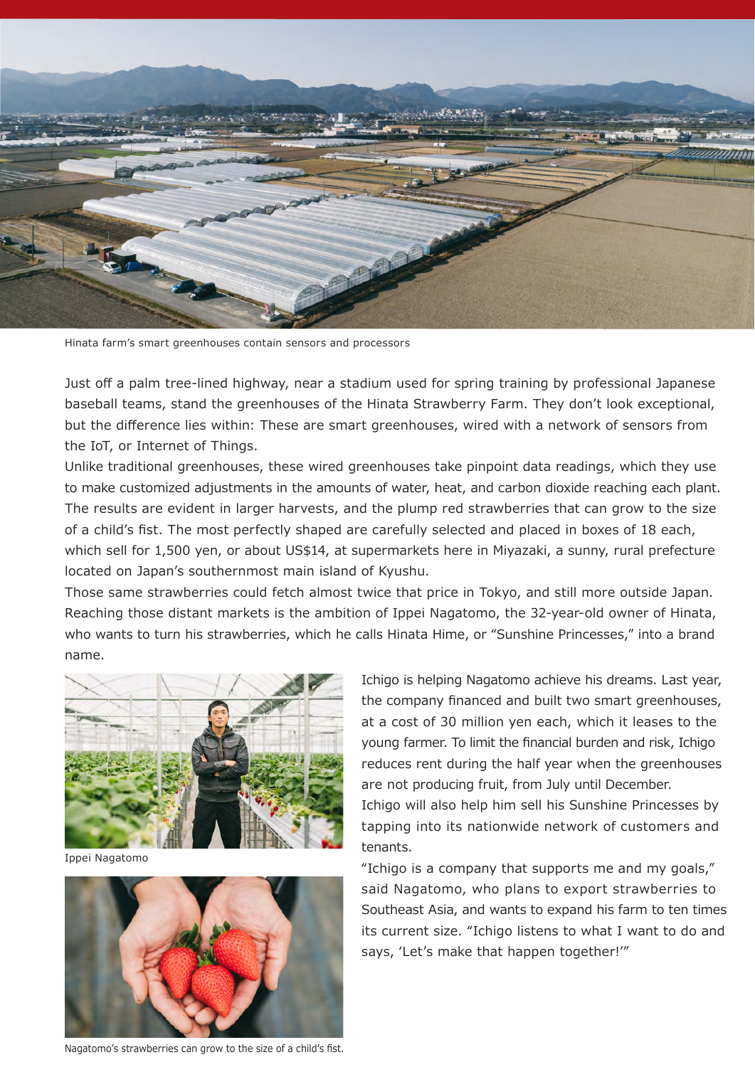Hinata farm's smart greenhouses contain sensors and processors

Just off a palm tree-lined highway, near a stadium used for spring training by professional Japanese baseball teams, stand the greenhouses of the Hinata Strawberry Farm. They don't look exceptional, but the difference lies within: These are smart greenhouses, wired with a network of sensors from the IoT, or Internet of Things.

Unlike traditional greenhouses, these wired greenhouses take pinpoint data readings, which they use to make customized adjustments in the amounts of water, heat, and carbon dioxide reaching each plant. The results are evident in larger harvests, and the plump red strawberries that can grow to the size of a child's fist. The most perfectly shaped are carefully selected and placed in boxes of 18 each, which sell for 1,500 yen, or about US$14, at supermarkets here in Miyazaki, a sunny, rural prefecture located on Japan's southernmost main island of Kyushu.

Those same strawberries could fetch almost twice that price in Tokyo, and still more outside Japan. Reaching those distant markets is the ambition of Ippei Nagatomo, the 32-year-old owner of Hinata, who wants to turn his strawberries, which he calls Hinata Hime, or "Sunshine Princesses," into a brand name.

Ippei Nagatomo

Nagatomo's strawberries can grow to the size of a child's fist.

Ichigo is helping Nagatomo achieve his dreams. Last year, the company financed and built two smart greenhouses, at a cost of 30 million yen each, which it leases to the young farmer. To limit the financial burden and risk, Ichigo reduces rent during the half year when the greenhouses are not producing fruit, from July until December.

Ichigo will also help him sell his Sunshine Princesses by tapping into its nationwide network of customers and tenants.

"Ichigo is a company that supports me and my goals," said Nagatomo, who plans to export strawberries to Southeast Asia, and wants to expand his farm to ten times its current size. "Ichigo listens to what I want to do and says, 'Let's make that happen together!'"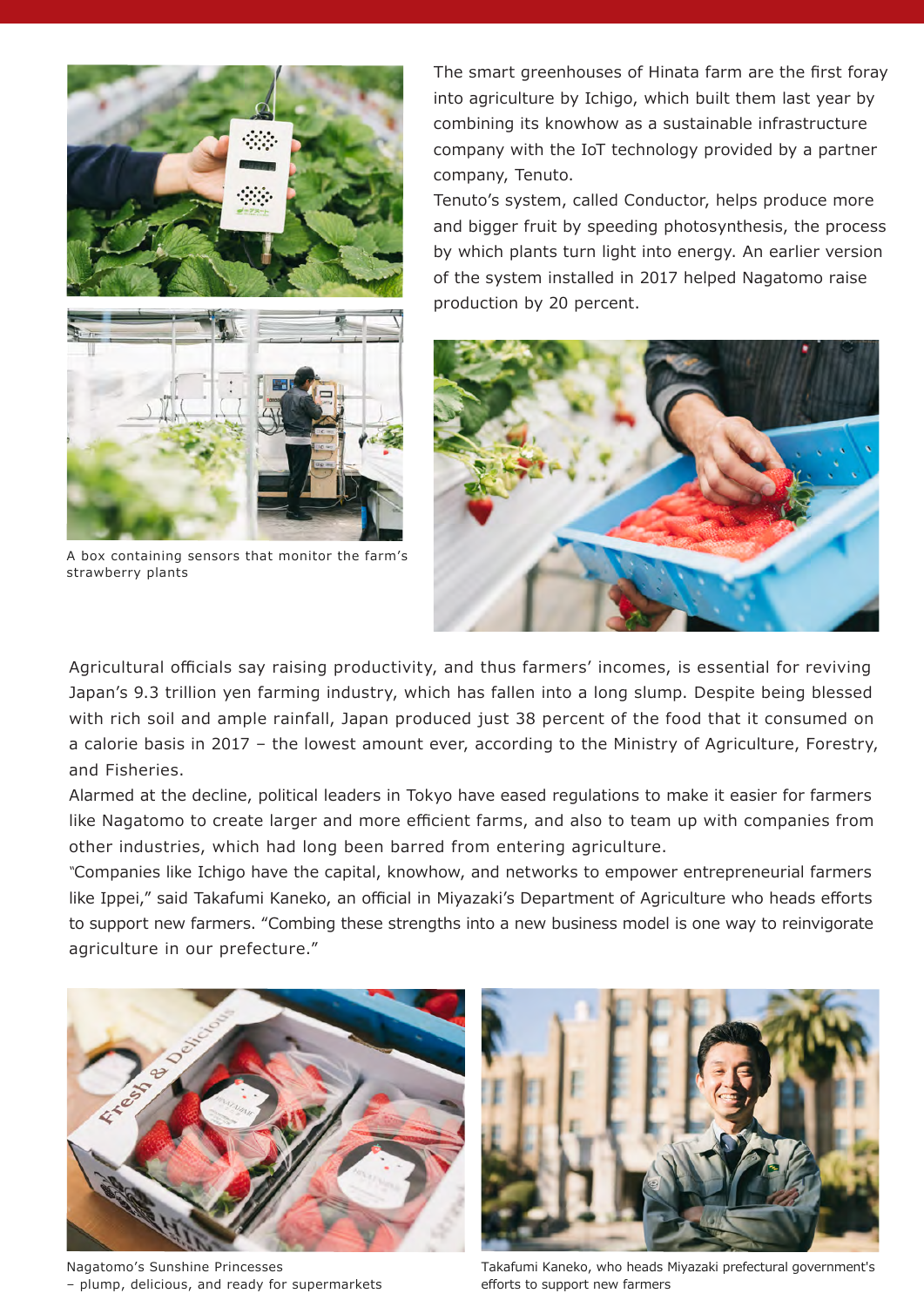The smart greenhouses of Hinata farm are the first foray into agriculture by Ichigo, which built them last year by combining its knowhow as a sustainable infrastructure company with the IoT technology provided by a partner company, Tenuto.

Tenuto's system, called Conductor, helps produce more and bigger fruit by speeding photosynthesis, the process by which plants turn light into energy. An earlier version of the system installed in 2017 helped Nagatomo raise production by 20 percent.

A box containing sensors that monitor the farm's strawberry plants

Agricultural officials say raising productivity, and thus farmers' incomes, is essential for reviving Japan's 9.3 trillion yen farming industry, which has fallen into a long slump. Despite being blessed with rich soil and ample rainfall, Japan produced just 38 percent of the food that it consumed on a calorie basis in 2017 – the lowest amount ever, according to the Ministry of Agriculture, Forestry, and Fisheries.

Alarmed at the decline, political leaders in Tokyo have eased regulations to make it easier for farmers like Nagatomo to create larger and more efficient farms, and also to team up with companies from other industries, which had long been barred from entering agriculture.

"Companies like Ichigo have the capital, knowhow, and networks to empower entrepreneurial farmers like Ippei," said Takafumi Kaneko, an official in Miyazaki's Department of Agriculture who heads efforts to support new farmers. "Combing these strengths into a new business model is one way to reinvigorate agriculture in our prefecture."

Nagatomo's Sunshine Princesses – plump, delicious, and ready for supermarkets

Takafumi Kaneko, who heads Miyazaki prefectural government's efforts to support new farmers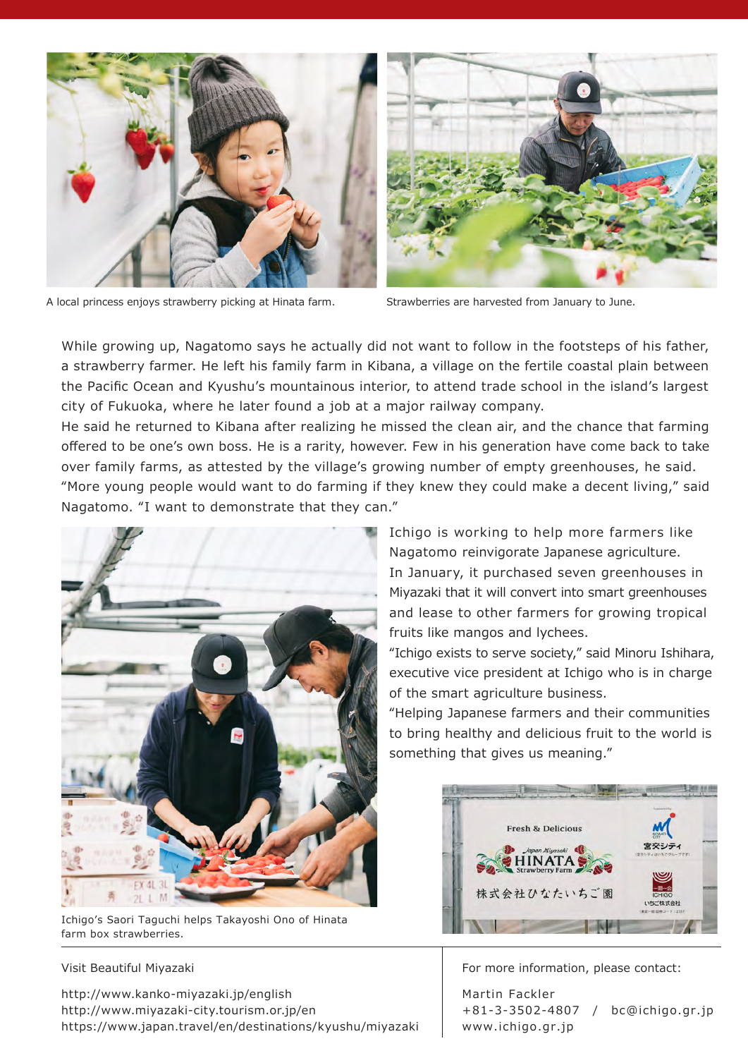A local princess enjoys strawberry picking at Hinata farm.

Strawberries are harvested from January to June.

While growing up, Nagatomo says he actually did not want to follow in the footsteps of his father, a strawberry farmer. He left his family farm in Kibana, a village on the fertile coastal plain between the Pacific Ocean and Kyushu's mountainous interior, to attend trade school in the island's largest city of Fukuoka, where he later found a job at a major railway company.

He said he returned to Kibana after realizing he missed the clean air, and the chance that farming offered to be one's own boss. He is a rarity, however. Few in his generation have come back to take over family farms, as attested by the village's growing number of empty greenhouses, he said.

"More young people would want to do farming if they knew they could make a decent living," said Nagatomo. "I want to demonstrate that they can."

Ichigo is working to help more farmers like Nagatomo reinvigorate Japanese agriculture.

In January, it purchased seven greenhouses in Miyazaki that it will convert into smart greenhouses and lease to other farmers for growing tropical fruits like mangos and lychees.

"Ichigo exists to serve society," said Minoru Ishihara, executive vice president at Ichigo who is in charge of the smart agriculture business.

"Helping Japanese farmers and their communities to bring healthy and delicious fruit to the world is something that gives us meaning."

Ichigo's Saori Taguchi helps Takayoshi Ono of Hinata farm box strawberries.

Visit Beautiful Miyazaki

http://www.kanko-miyazaki.jp/english
http://www.miyazaki-city.tourism.or.jp/en
https://www.japan.travel/en/destinations/kyushu/miyazaki

For more information, please contact:

Martin Fackler
+81-3-3502-4807 / bc@ichigo.gr.jp
www.ichigo.gr.jp